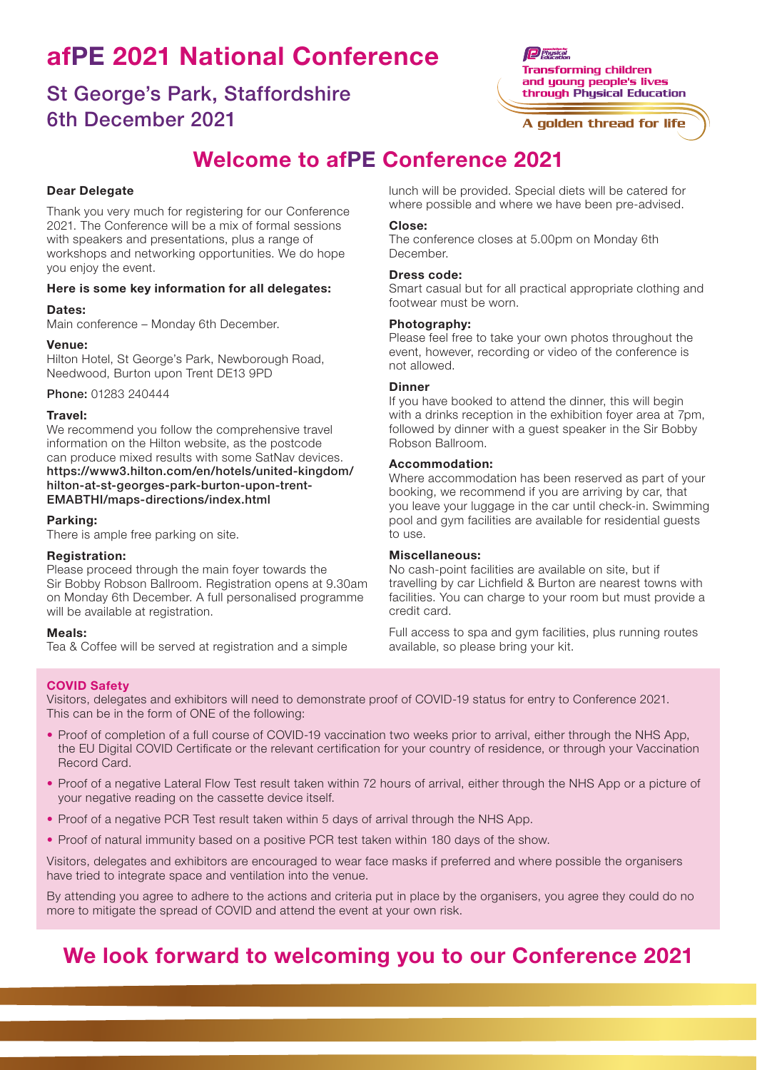# afPE 2021 National Conference

## St George's Park, Staffordshire
## 6th December 2021

Transforming children and young people's lives through Physical Education

A golden thread for life

# Welcome to afPE Conference 2021

**Dear Delegate**

Thank you very much for registering for our Conference 2021. The Conference will be a mix of formal sessions with speakers and presentations, plus a range of workshops and networking opportunities. We do hope you enjoy the event.

**Here is some key information for all delegates:**

**Dates:**
Main conference – Monday 6th December.

**Venue:**
Hilton Hotel, St George's Park, Newborough Road, Needwood, Burton upon Trent DE13 9PD

**Phone:** 01283 240444

**Travel:**
We recommend you follow the comprehensive travel information on the Hilton website, as the postcode can produce mixed results with some SatNav devices.
**https://www3.hilton.com/en/hotels/united-kingdom/hilton-at-st-georges-park-burton-upon-trent-EMABTHI/maps-directions/index.html**

**Parking:**
There is ample free parking on site.

**Registration:**
Please proceed through the main foyer towards the Sir Bobby Robson Ballroom. Registration opens at 9.30am on Monday 6th December. A full personalised programme will be available at registration.

**Meals:**
Tea & Coffee will be served at registration and a simple lunch will be provided. Special diets will be catered for where possible and where we have been pre-advised.

**Close:**
The conference closes at 5.00pm on Monday 6th December.

**Dress code:**
Smart casual but for all practical appropriate clothing and footwear must be worn.

**Photography:**
Please feel free to take your own photos throughout the event, however, recording or video of the conference is not allowed.

**Dinner**
If you have booked to attend the dinner, this will begin with a drinks reception in the exhibition foyer area at 7pm, followed by dinner with a guest speaker in the Sir Bobby Robson Ballroom.

**Accommodation:**
Where accommodation has been reserved as part of your booking, we recommend if you are arriving by car, that you leave your luggage in the car until check-in. Swimming pool and gym facilities are available for residential guests to use.

**Miscellaneous:**
No cash-point facilities are available on site, but if travelling by car Lichfield & Burton are nearest towns with facilities. You can charge to your room but must provide a credit card.

Full access to spa and gym facilities, plus running routes available, so please bring your kit.

**COVID Safety**

Visitors, delegates and exhibitors will need to demonstrate proof of COVID-19 status for entry to Conference 2021. This can be in the form of ONE of the following:

- Proof of completion of a full course of COVID-19 vaccination two weeks prior to arrival, either through the NHS App, the EU Digital COVID Certificate or the relevant certification for your country of residence, or through your Vaccination Record Card.
- Proof of a negative Lateral Flow Test result taken within 72 hours of arrival, either through the NHS App or a picture of your negative reading on the cassette device itself.
- Proof of a negative PCR Test result taken within 5 days of arrival through the NHS App.
- Proof of natural immunity based on a positive PCR test taken within 180 days of the show.

Visitors, delegates and exhibitors are encouraged to wear face masks if preferred and where possible the organisers have tried to integrate space and ventilation into the venue.

By attending you agree to adhere to the actions and criteria put in place by the organisers, you agree they could do no more to mitigate the spread of COVID and attend the event at your own risk.

# We look forward to welcoming you to our Conference 2021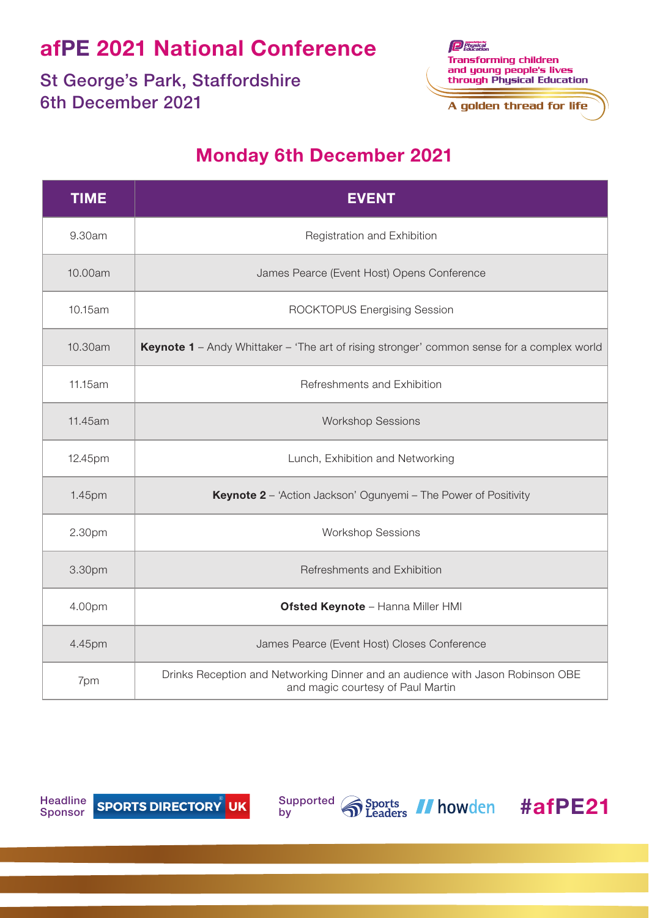# afPE 2021 National Conference

St George's Park, Staffordshire
6th December 2021

Transforming children and young people's lives through Physical Education

A golden thread for life

## Monday 6th December 2021

| TIME | EVENT |
|---|---|
| 9.30am | Registration and Exhibition |
| 10.00am | James Pearce (Event Host) Opens Conference |
| 10.15am | ROCKTOPUS Energising Session |
| 10.30am | **Keynote 1** – Andy Whittaker – 'The art of rising stronger' common sense for a complex world |
| 11.15am | Refreshments and Exhibition |
| 11.45am | Workshop Sessions |
| 12.45pm | Lunch, Exhibition and Networking |
| 1.45pm | **Keynote 2** – 'Action Jackson' Ogunyemi – The Power of Positivity |
| 2.30pm | Workshop Sessions |
| 3.30pm | Refreshments and Exhibition |
| 4.00pm | **Ofsted Keynote** – Hanna Miller HMI |
| 4.45pm | James Pearce (Event Host) Closes Conference |
| 7pm | Drinks Reception and Networking Dinner and an audience with Jason Robinson OBE and magic courtesy of Paul Martin |

Headline Sponsor SPORTS DIRECTORY UK

Supported by Sports Leaders howden

#afPE21